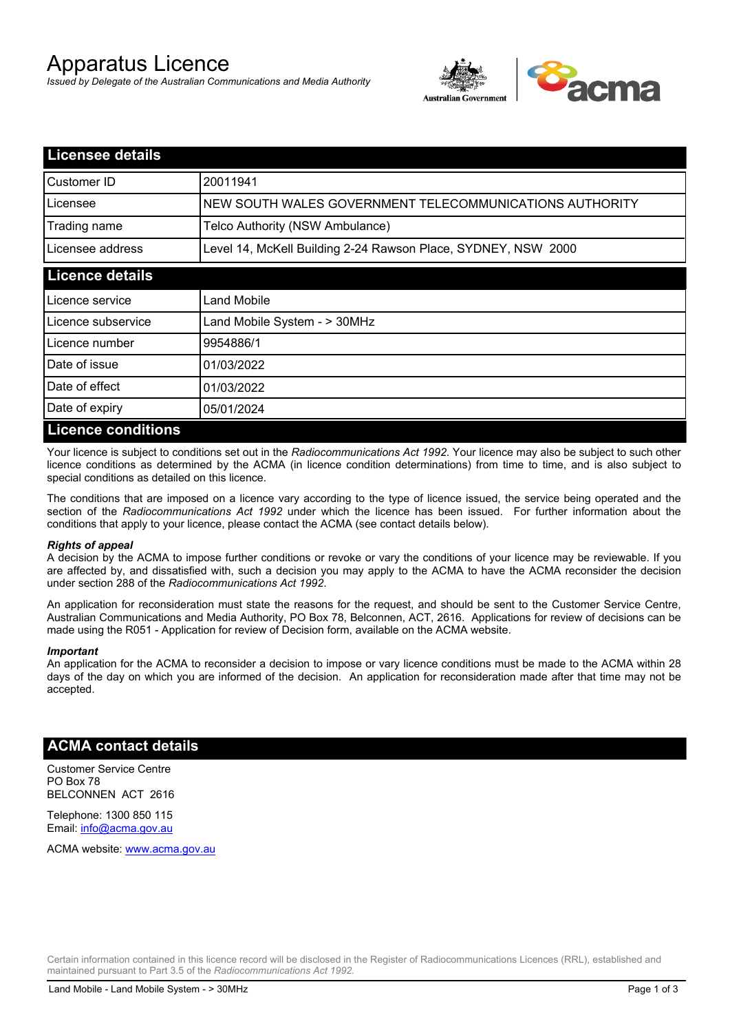# Apparatus Licence

*Issued by Delegate of the Australian Communications and Media Authority*

## Licensee details

| | |
|---|---|
| Customer ID | 20011941 |
| Licensee | NEW SOUTH WALES GOVERNMENT TELECOMMUNICATIONS AUTHORITY |
| Trading name | Telco Authority (NSW Ambulance) |
| Licensee address | Level 14, McKell Building 2-24 Rawson Place, SYDNEY, NSW 2000 |

## Licence details

| | |
|---|---|
| Licence service | Land Mobile |
| Licence subservice | Land Mobile System - > 30MHz |
| Licence number | 9954886/1 |
| Date of issue | 01/03/2022 |
| Date of effect | 01/03/2022 |
| Date of expiry | 05/01/2024 |

## Licence conditions

Your licence is subject to conditions set out in the *Radiocommunications Act 1992*. Your licence may also be subject to such other licence conditions as determined by the ACMA (in licence condition determinations) from time to time, and is also subject to special conditions as detailed on this licence.

The conditions that are imposed on a licence vary according to the type of licence issued, the service being operated and the section of the *Radiocommunications Act 1992* under which the licence has been issued. For further information about the conditions that apply to your licence, please contact the ACMA (see contact details below).

#### *Rights of appeal*

A decision by the ACMA to impose further conditions or revoke or vary the conditions of your licence may be reviewable. If you are affected by, and dissatisfied with, such a decision you may apply to the ACMA to have the ACMA reconsider the decision under section 288 of the *Radiocommunications Act 1992*.

An application for reconsideration must state the reasons for the request, and should be sent to the Customer Service Centre, Australian Communications and Media Authority, PO Box 78, Belconnen, ACT, 2616. Applications for review of decisions can be made using the R051 - Application for review of Decision form, available on the ACMA website.

#### *Important*

An application for the ACMA to reconsider a decision to impose or vary licence conditions must be made to the ACMA within 28 days of the day on which you are informed of the decision. An application for reconsideration made after that time may not be accepted.

## ACMA contact details

Customer Service Centre
PO Box 78
BELCONNEN ACT 2616

Telephone: 1300 850 115
Email: info@acma.gov.au

ACMA website: www.acma.gov.au

Certain information contained in this licence record will be disclosed in the Register of Radiocommunications Licences (RRL), established and maintained pursuant to Part 3.5 of the *Radiocommunications Act 1992.*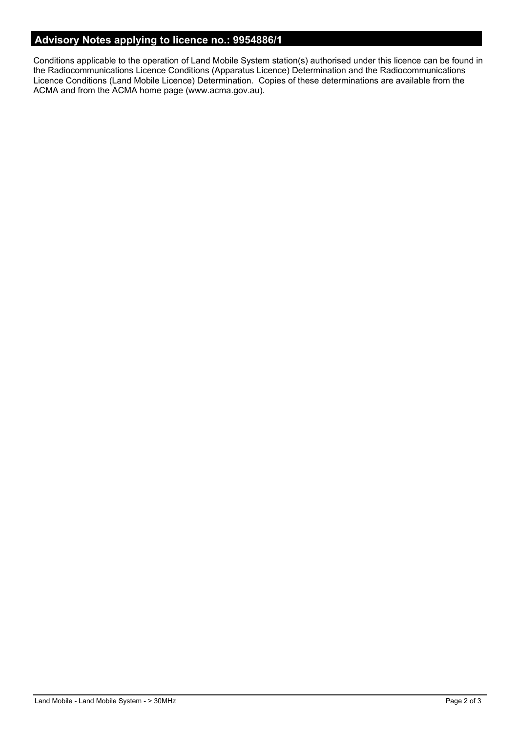## Advisory Notes applying to licence no.: 9954886/1

Conditions applicable to the operation of Land Mobile System station(s) authorised under this licence can be found in the Radiocommunications Licence Conditions (Apparatus Licence) Determination and the Radiocommunications Licence Conditions (Land Mobile Licence) Determination. Copies of these determinations are available from the ACMA and from the ACMA home page (www.acma.gov.au).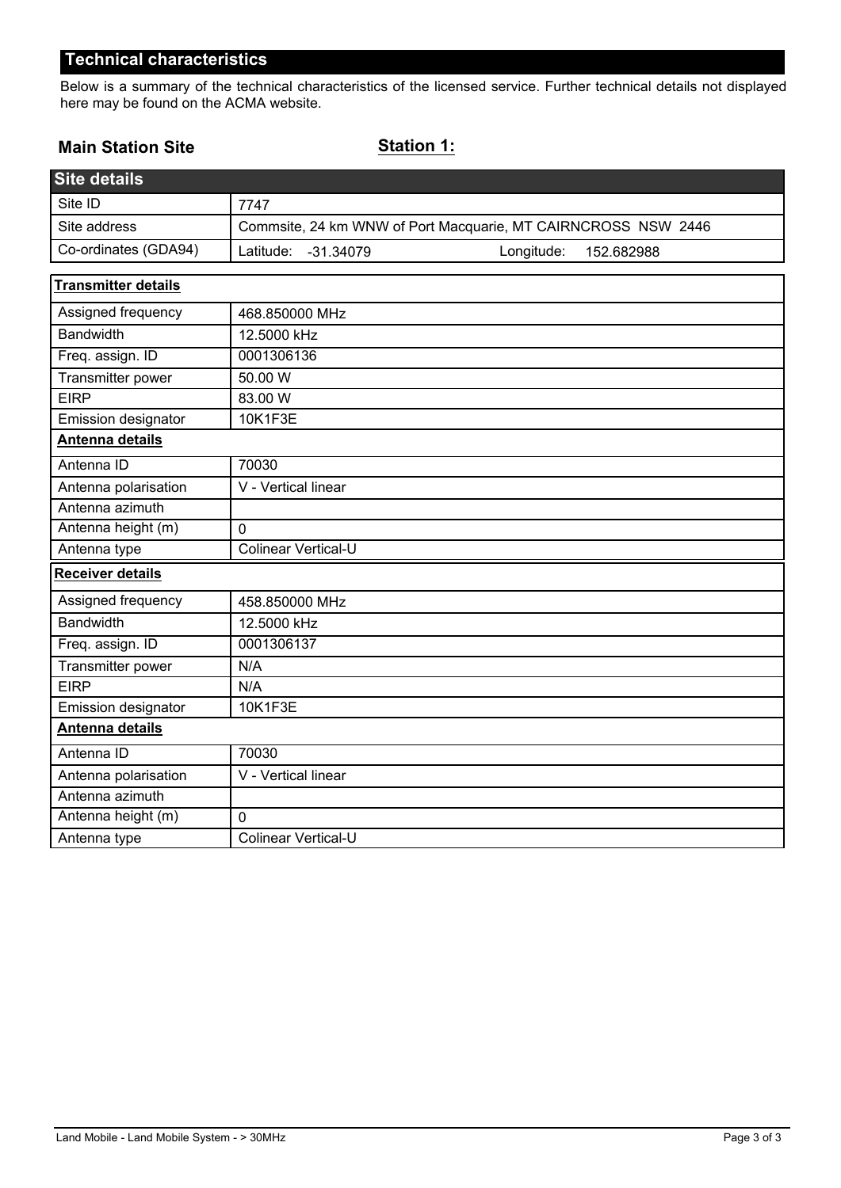## Technical characteristics

Below is a summary of the technical characteristics of the licensed service. Further technical details not displayed here may be found on the ACMA website.

**Main Station Site** **Station 1:**

### Site details

| | |
|---|---|
| Site ID | 7747 |
| Site address | Commsite, 24 km WNW of Port Macquarie, MT CAIRNCROSS NSW 2446 |
| Co-ordinates (GDA94) | Latitude: -31.34079 Longitude: 152.682988 |

### Transmitter details

| | |
|---|---|
| Assigned frequency | 468.850000 MHz |
| Bandwidth | 12.5000 kHz |
| Freq. assign. ID | 0001306136 |
| Transmitter power | 50.00 W |
| EIRP | 83.00 W |
| Emission designator | 10K1F3E |
| **Antenna details** | |
| Antenna ID | 70030 |
| Antenna polarisation | V - Vertical linear |
| Antenna azimuth | |
| Antenna height (m) | 0 |
| Antenna type | Colinear Vertical-U |

### Receiver details

| | |
|---|---|
| Assigned frequency | 458.850000 MHz |
| Bandwidth | 12.5000 kHz |
| Freq. assign. ID | 0001306137 |
| Transmitter power | N/A |
| EIRP | N/A |
| Emission designator | 10K1F3E |
| **Antenna details** | |
| Antenna ID | 70030 |
| Antenna polarisation | V - Vertical linear |
| Antenna azimuth | |
| Antenna height (m) | 0 |
| Antenna type | Colinear Vertical-U |